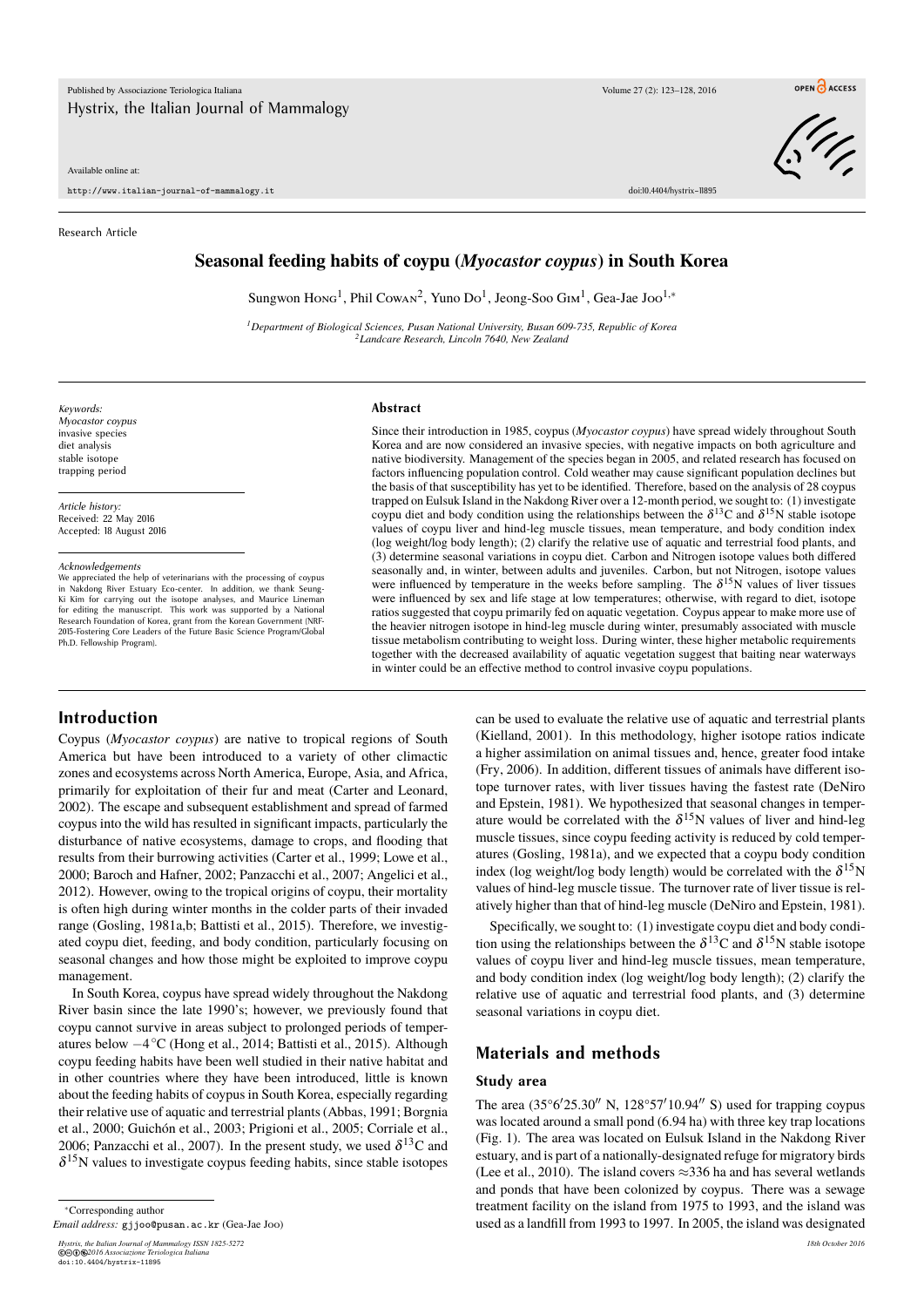Research Article

# Seasonal feeding habits of coypu (*Myocastor coypus*) in South Korea

Sungwon Hong[1], Phil Cowan[2], Yuno Do[1], Jeong-Soo Gim[1], Gea-Jae Joo[1,*]

[1]*Department of Biological Sciences, Pusan National University, Busan 609-735, Republic of Korea*
[2]*Landcare Research, Lincoln 7640, New Zealand*

*Keywords:*
*Myocastor coypus*
invasive species
diet analysis
stable isotope
trapping period

*Article history:*
Received: 22 May 2016
Accepted: 18 August 2016

*Acknowledgements*
We appreciated the help of veterinarians with the processing of coypus in Nakdong River Estuary Eco-center. In addition, we thank Seung-Ki Kim for carrying out the isotope analyses, and Maurice Lineman for editing the manuscript. This work was supported by a National Research Foundation of Korea, grant from the Korean Government (NRF-2015-Fostering Core Leaders of the Future Basic Science Program/Global Ph.D. Fellowship Program).

## Abstract

Since their introduction in 1985, coypus (*Myocastor coypus*) have spread widely throughout South Korea and are now considered an invasive species, with negative impacts on both agriculture and native biodiversity. Management of the species began in 2005, and related research has focused on factors influencing population control. Cold weather may cause significant population declines but the basis of that susceptibility has yet to be identified. Therefore, based on the analysis of 28 coypus trapped on Eulsuk Island in the Nakdong River over a 12-month period, we sought to: (1) investigate coypu diet and body condition using the relationships between the $\delta^{13}$C and $\delta^{15}$N stable isotope values of coypu liver and hind-leg muscle tissues, mean temperature, and body condition index (log weight/log body length); (2) clarify the relative use of aquatic and terrestrial food plants, and (3) determine seasonal variations in coypu diet. Carbon and Nitrogen isotope values both differed seasonally and, in winter, between adults and juveniles. Carbon, but not Nitrogen, isotope values were influenced by temperature in the weeks before sampling. The $\delta^{15}$N values of liver tissues were influenced by sex and life stage at low temperatures; otherwise, with regard to diet, isotope ratios suggested that coypu primarily fed on aquatic vegetation. Coypus appear to make more use of the heavier nitrogen isotope in hind-leg muscle during winter, presumably associated with muscle tissue metabolism contributing to weight loss. During winter, these higher metabolic requirements together with the decreased availability of aquatic vegetation suggest that baiting near waterways in winter could be an effective method to control invasive coypu populations.

## Introduction

Coypus (*Myocastor coypus*) are native to tropical regions of South America but have been introduced to a variety of other climactic zones and ecosystems across North America, Europe, Asia, and Africa, primarily for exploitation of their fur and meat (Carter and Leonard, 2002). The escape and subsequent establishment and spread of farmed coypus into the wild has resulted in significant impacts, particularly the disturbance of native ecosystems, damage to crops, and flooding that results from their burrowing activities (Carter et al., 1999; Lowe et al., 2000; Baroch and Hafner, 2002; Panzacchi et al., 2007; Angelici et al., 2012). However, owing to the tropical origins of coypu, their mortality is often high during winter months in the colder parts of their invaded range (Gosling, 1981a,b; Battisti et al., 2015). Therefore, we investigated coypu diet, feeding, and body condition, particularly focusing on seasonal changes and how those might be exploited to improve coypu management.

In South Korea, coypus have spread widely throughout the Nakdong River basin since the late 1990's; however, we previously found that coypu cannot survive in areas subject to prolonged periods of temperatures below −4 °C (Hong et al., 2014; Battisti et al., 2015). Although coypu feeding habits have been well studied in their native habitat and in other countries where they have been introduced, little is known about the feeding habits of coypus in South Korea, especially regarding their relative use of aquatic and terrestrial plants (Abbas, 1991; Borgnia et al., 2000; Guichón et al., 2003; Prigioni et al., 2005; Corriale et al., 2006; Panzacchi et al., 2007). In the present study, we used $\delta^{13}$C and $\delta^{15}$N values to investigate coypus feeding habits, since stable isotopes can be used to evaluate the relative use of aquatic and terrestrial plants (Kielland, 2001). In this methodology, higher isotope ratios indicate a higher assimilation on animal tissues and, hence, greater food intake (Fry, 2006). In addition, different tissues of animals have different isotope turnover rates, with liver tissues having the fastest rate (DeNiro and Epstein, 1981). We hypothesized that seasonal changes in temperature would be correlated with the $\delta^{15}$N values of liver and hind-leg muscle tissues, since coypu feeding activity is reduced by cold temperatures (Gosling, 1981a), and we expected that a coypu body condition index (log weight/log body length) would be correlated with the $\delta^{15}$N values of hind-leg muscle tissue. The turnover rate of liver tissue is relatively higher than that of hind-leg muscle (DeNiro and Epstein, 1981).

Specifically, we sought to: (1) investigate coypu diet and body condition using the relationships between the $\delta^{13}$C and $\delta^{15}$N stable isotope values of coypu liver and hind-leg muscle tissues, mean temperature, and body condition index (log weight/log body length); (2) clarify the relative use of aquatic and terrestrial food plants, and (3) determine seasonal variations in coypu diet.

## Materials and methods

### Study area

The area (35°6′25.30″ N, 128°57′10.94″ S) used for trapping coypus was located around a small pond (6.94 ha) with three key trap locations (Fig. 1). The area was located on Eulsuk Island in the Nakdong River estuary, and is part of a nationally-designated refuge for migratory birds (Lee et al., 2010). The island covers ≈336 ha and has several wetlands and ponds that have been colonized by coypus. There was a sewage treatment facility on the island from 1975 to 1993, and the island was used as a landfill from 1993 to 1997. In 2005, the island was designated

*Corresponding author
*Email address:* gjjoo@pusan.ac.kr (Gea-Jae Joo)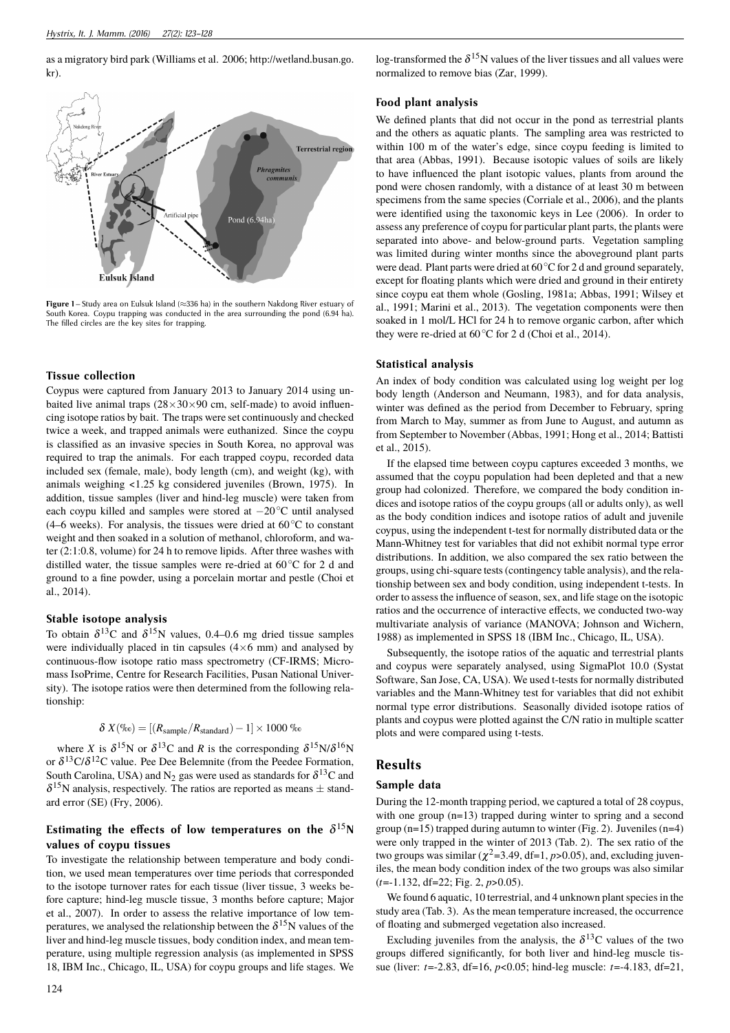as a migratory bird park (Williams et al. 2006; http://wetland.busan.go.kr).

**Figure 1** – Study area on Eulsuk Island (≈336 ha) in the southern Nakdong River estuary of South Korea. Coypu trapping was conducted in the area surrounding the pond (6.94 ha). The filled circles are the key sites for trapping.

### Tissue collection

Coypus were captured from January 2013 to January 2014 using unbaited live animal traps (28×30×90 cm, self-made) to avoid influencing isotope ratios by bait. The traps were set continuously and checked twice a week, and trapped animals were euthanized. Since the coypu is classified as an invasive species in South Korea, no approval was required to trap the animals. For each trapped coypu, recorded data included sex (female, male), body length (cm), and weight (kg), with animals weighing <1.25 kg considered juveniles (Brown, 1975). In addition, tissue samples (liver and hind-leg muscle) were taken from each coypu killed and samples were stored at −20 °C until analysed (4–6 weeks). For analysis, the tissues were dried at 60 °C to constant weight and then soaked in a solution of methanol, chloroform, and water (2:1:0.8, volume) for 24 h to remove lipids. After three washes with distilled water, the tissue samples were re-dried at 60 °C for 2 d and ground to a fine powder, using a porcelain mortar and pestle (Choi et al., 2014).

### Stable isotope analysis

To obtain $\delta^{13}$C and $\delta^{15}$N values, 0.4–0.6 mg dried tissue samples were individually placed in tin capsules (4×6 mm) and analysed by continuous-flow isotope ratio mass spectrometry (CF-IRMS; Micromass IsoPrime, Centre for Research Facilities, Pusan National University). The isotope ratios were then determined from the following relationship:

$$\delta\, X(‰) = [(R_{\text{sample}}/R_{\text{standard}}) - 1] \times 1000\,‰$$

where $X$ is $\delta^{15}$N or $\delta^{13}$C and $R$ is the corresponding $\delta^{15}$N/$\delta^{16}$N or $\delta^{13}$C/$\delta^{12}$C value. Pee Dee Belemnite (from the Peedee Formation, South Carolina, USA) and $N_2$ gas were used as standards for $\delta^{13}$C and $\delta^{15}$N analysis, respectively. The ratios are reported as means ± standard error (SE) (Fry, 2006).

### Estimating the effects of low temperatures on the $\delta^{15}$N values of coypu tissues

To investigate the relationship between temperature and body condition, we used mean temperatures over time periods that corresponded to the isotope turnover rates for each tissue (liver tissue, 3 weeks before capture; hind-leg muscle tissue, 3 months before capture; Major et al., 2007). In order to assess the relative importance of low temperatures, we analysed the relationship between the $\delta^{15}$N values of the liver and hind-leg muscle tissues, body condition index, and mean temperature, using multiple regression analysis (as implemented in SPSS 18, IBM Inc., Chicago, IL, USA) for coypu groups and life stages. We log-transformed the $\delta^{15}$N values of the liver tissues and all values were normalized to remove bias (Zar, 1999).

### Food plant analysis

We defined plants that did not occur in the pond as terrestrial plants and the others as aquatic plants. The sampling area was restricted to within 100 m of the water's edge, since coypu feeding is limited to that area (Abbas, 1991). Because isotopic values of soils are likely to have influenced the plant isotopic values, plants from around the pond were chosen randomly, with a distance of at least 30 m between specimens from the same species (Corriale et al., 2006), and the plants were identified using the taxonomic keys in Lee (2006). In order to assess any preference of coypu for particular plant parts, the plants were separated into above- and below-ground parts. Vegetation sampling was limited during winter months since the aboveground plant parts were dead. Plant parts were dried at 60 °C for 2 d and ground separately, except for floating plants which were dried and ground in their entirety since coypu eat them whole (Gosling, 1981a; Abbas, 1991; Wilsey et al., 1991; Marini et al., 2013). The vegetation components were then soaked in 1 mol/L HCl for 24 h to remove organic carbon, after which they were re-dried at 60 °C for 2 d (Choi et al., 2014).

### Statistical analysis

An index of body condition was calculated using log weight per log body length (Anderson and Neumann, 1983), and for data analysis, winter was defined as the period from December to February, spring from March to May, summer as from June to August, and autumn as from September to November (Abbas, 1991; Hong et al., 2014; Battisti et al., 2015).

If the elapsed time between coypu captures exceeded 3 months, we assumed that the coypu population had been depleted and that a new group had colonized. Therefore, we compared the body condition indices and isotope ratios of the coypu groups (all or adults only), as well as the body condition indices and isotope ratios of adult and juvenile coypus, using the independent t-test for normally distributed data or the Mann-Whitney test for variables that did not exhibit normal type error distributions. In addition, we also compared the sex ratio between the groups, using chi-square tests (contingency table analysis), and the relationship between sex and body condition, using independent t-tests. In order to assess the influence of season, sex, and life stage on the isotopic ratios and the occurrence of interactive effects, we conducted two-way multivariate analysis of variance (MANOVA; Johnson and Wichern, 1988) as implemented in SPSS 18 (IBM Inc., Chicago, IL, USA).

Subsequently, the isotope ratios of the aquatic and terrestrial plants and coypus were separately analysed, using SigmaPlot 10.0 (Systat Software, San Jose, CA, USA). We used t-tests for normally distributed variables and the Mann-Whitney test for variables that did not exhibit normal type error distributions. Seasonally divided isotope ratios of plants and coypus were plotted against the C/N ratio in multiple scatter plots and were compared using t-tests.

## Results

### Sample data

During the 12-month trapping period, we captured a total of 28 coypus, with one group (n=13) trapped during winter to spring and a second group (n=15) trapped during autumn to winter (Fig. 2). Juveniles (n=4) were only trapped in the winter of 2013 (Tab. 2). The sex ratio of the two groups was similar ($\chi^2$=3.49, df=1, $p$>0.05), and, excluding juveniles, the mean body condition index of the two groups was also similar ($t$=-1.132, df=22; Fig. 2, $p$>0.05).

We found 6 aquatic, 10 terrestrial, and 4 unknown plant species in the study area (Tab. 3). As the mean temperature increased, the occurrence of floating and submerged vegetation also increased.

Excluding juveniles from the analysis, the $\delta^{13}$C values of the two groups differed significantly, for both liver and hind-leg muscle tissue (liver: $t$=-2.83, df=16, $p$<0.05; hind-leg muscle: $t$=-4.183, df=21,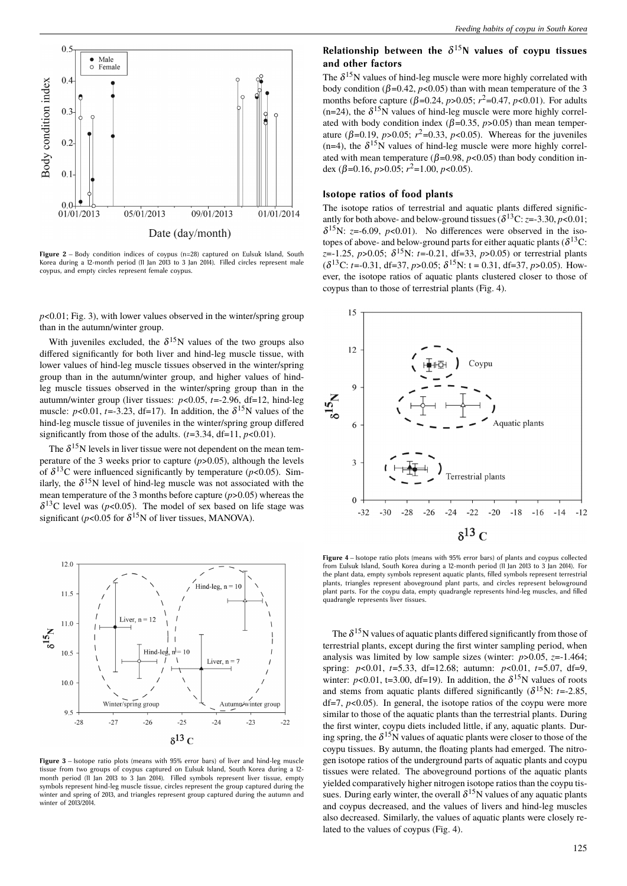Figure 2 – Body condition indices of coypus (n=28) captured on Eulsuk Island, South Korea during a 12-month period (11 Jan 2013 to 3 Jan 2014). Filled circles represent male coypus, and empty circles represent female coypus.

$p<0.01$; Fig. 3), with lower values observed in the winter/spring group than in the autumn/winter group.

With juveniles excluded, the $\delta^{15}$N values of the two groups also differed significantly for both liver and hind-leg muscle tissue, with lower values of hind-leg muscle tissues observed in the winter/spring group than in the autumn/winter group, and higher values of hind-leg muscle tissues observed in the winter/spring group than in the autumn/winter group (liver tissues: $p<0.05$, $t=-2.96$, df=12, hind-leg muscle: $p<0.01$, $t=-3.23$, df=17). In addition, the $\delta^{15}$N values of the hind-leg muscle tissue of juveniles in the winter/spring group differed significantly from those of the adults. ($t=3.34$, df=11, $p<0.01$).

The $\delta^{15}$N levels in liver tissue were not dependent on the mean temperature of the 3 weeks prior to capture ($p>0.05$), although the levels of $\delta^{13}$C were influenced significantly by temperature ($p<0.05$). Similarly, the $\delta^{15}$N level of hind-leg muscle was not associated with the mean temperature of the 3 months before capture ($p>0.05$) whereas the $\delta^{13}$C level was ($p<0.05$). The model of sex based on life stage was significant ($p<0.05$ for $\delta^{15}$N of liver tissues, MANOVA).

Figure 3 – Isotope ratio plots (means with 95% error bars) of liver and hind-leg muscle tissue from two groups of coypus captured on Eulsuk Island, South Korea during a 12-month period (11 Jan 2013 to 3 Jan 2014). Filled symbols represent liver tissue, empty symbols represent hind-leg muscle tissue, circles represent the group captured during the winter and spring of 2013, and triangles represent group captured during the autumn and winter of 2013/2014.

### Relationship between the $\delta^{15}$N values of coypu tissues and other factors

The $\delta^{15}$N values of hind-leg muscle were more highly correlated with body condition ($\beta=0.42$, $p<0.05$) than with mean temperature of the 3 months before capture ($\beta=0.24$, $p>0.05$; $r^2=0.47$, $p<0.01$). For adults (n=24), the $\delta^{15}$N values of hind-leg muscle were more highly correlated with body condition index ($\beta=0.35$, $p>0.05$) than mean temperature ($\beta=0.19$, $p>0.05$; $r^2=0.33$, $p<0.05$). Whereas for the juveniles (n=4), the $\delta^{15}$N values of hind-leg muscle were more highly correlated with mean temperature ($\beta=0.98$, $p<0.05$) than body condition index ($\beta=0.16$, $p>0.05$; $r^2=1.00$, $p<0.05$).

### Isotope ratios of food plants

The isotope ratios of terrestrial and aquatic plants differed significantly for both above- and below-ground tissues ($\delta^{13}$C: $z=-3.30$, $p<0.01$; $\delta^{15}$N: $z=-6.09$, $p<0.01$). No differences were observed in the isotopes of above- and below-ground parts for either aquatic plants ($\delta^{13}$C: $z=-1.25$, $p>0.05$; $\delta^{15}$N: $t=-0.21$, df=33, $p>0.05$) or terrestrial plants ($\delta^{13}$C: $t=-0.31$, df=37, $p>0.05$; $\delta^{15}$N: $t=0.31$, df=37, $p>0.05$). However, the isotope ratios of aquatic plants clustered closer to those of coypus than to those of terrestrial plants (Fig. 4).

Figure 4 – Isotope ratio plots (means with 95% error bars) of plants and coypus collected from Eulsuk Island, South Korea during a 12-month period (11 Jan 2013 to 3 Jan 2014). For the plant data, empty symbols represent aquatic plants, filled symbols represent terrestrial plants, triangles represent aboveground plant parts, and circles represent belowground plant parts. For the coypu data, empty quadrangle represents hind-leg muscles, and filled quadrangle represents liver tissues.

The $\delta^{15}$N values of aquatic plants differed significantly from those of terrestrial plants, except during the first winter sampling period, when analysis was limited by low sample sizes (winter: $p>0.05$, $z=-1.464$; spring: $p<0.01$, $t=5.33$, df=12.68; autumn: $p<0.01$, $t=5.07$, df=9, winter: $p<0.01$, $t=3.00$, df=19). In addition, the $\delta^{15}$N values of roots and stems from aquatic plants differed significantly ($\delta^{15}$N: $t=-2.85$, df=7, $p<0.05$). In general, the isotope ratios of the coypu were more similar to those of the aquatic plants than the terrestrial plants. During the first winter, coypu diets included little, if any, aquatic plants. During spring, the $\delta^{15}$N values of aquatic plants were closer to those of the coypu tissues. By autumn, the floating plants had emerged. The nitrogen isotope ratios of the underground parts of aquatic plants and coypu tissues were related. The aboveground portions of the aquatic plants yielded comparatively higher nitrogen isotope ratios than the coypu tissues. During early winter, the overall $\delta^{15}$N values of any aquatic plants and coypus decreased, and the values of livers and hind-leg muscles also decreased. Similarly, the values of aquatic plants were closely related to the values of coypus (Fig. 4).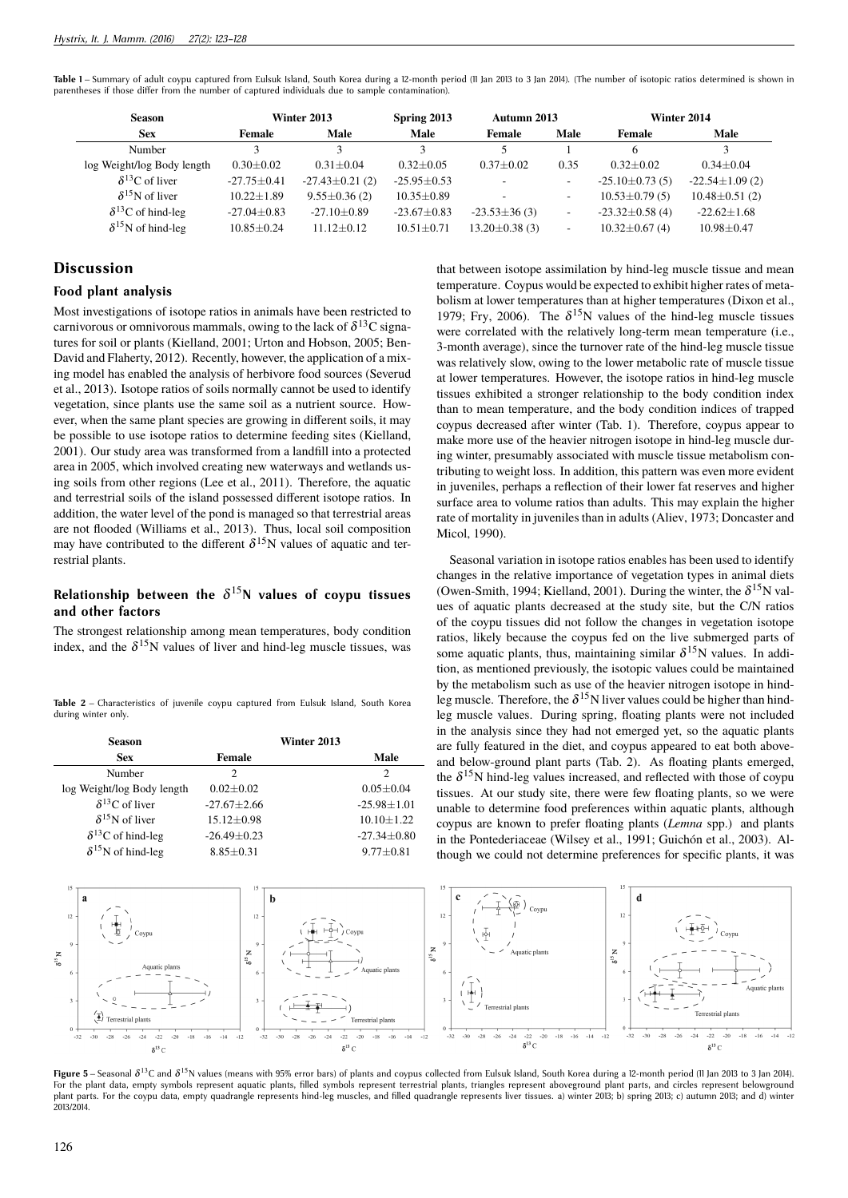**Table 1** – Summary of adult coypu captured from Eulsuk Island, South Korea during a 12-month period (11 Jan 2013 to 3 Jan 2014). (The number of isotopic ratios determined is shown in parentheses if those differ from the number of captured individuals due to sample contamination).

| Season | Winter 2013 | | Spring 2013 | Autumn 2013 | | Winter 2014 | |
|---|---|---|---|---|---|---|---|
| Sex | Female | Male | Male | Female | Male | Female | Male |
| Number | 3 | 3 | 3 | 5 | 1 | 6 | 3 |
| log Weight/log Body length | 0.30±0.02 | 0.31±0.04 | 0.32±0.05 | 0.37±0.02 | 0.35 | 0.32±0.02 | 0.34±0.04 |
| $\delta^{13}$C of liver | -27.75±0.41 | -27.43±0.21 (2) | -25.95±0.53 | - | - | -25.10±0.73 (5) | -22.54±1.09 (2) |
| $\delta^{15}$N of liver | 10.22±1.89 | 9.55±0.36 (2) | 10.35±0.89 | - | - | 10.53±0.79 (5) | 10.48±0.51 (2) |
| $\delta^{13}$C of hind-leg | -27.04±0.83 | -27.10±0.89 | -23.67±0.83 | -23.53±36 (3) | - | -23.32±0.58 (4) | -22.62±1.68 |
| $\delta^{15}$N of hind-leg | 10.85±0.24 | 11.12±0.12 | 10.51±0.71 | 13.20±0.38 (3) | - | 10.32±0.67 (4) | 10.98±0.47 |

## Discussion

### Food plant analysis

Most investigations of isotope ratios in animals have been restricted to carnivorous or omnivorous mammals, owing to the lack of $\delta^{13}$C signatures for soil or plants (Kielland, 2001; Urton and Hobson, 2005; Ben-David and Flaherty, 2012). Recently, however, the application of a mixing model has enabled the analysis of herbivore food sources (Severud et al., 2013). Isotope ratios of soils normally cannot be used to identify vegetation, since plants use the same soil as a nutrient source. However, when the same plant species are growing in different soils, it may be possible to use isotope ratios to determine feeding sites (Kielland, 2001). Our study area was transformed from a landfill into a protected area in 2005, which involved creating new waterways and wetlands using soils from other regions (Lee et al., 2011). Therefore, the aquatic and terrestrial soils of the island possessed different isotope ratios. In addition, the water level of the pond is managed so that terrestrial areas are not flooded (Williams et al., 2013). Thus, local soil composition may have contributed to the different $\delta^{15}$N values of aquatic and terrestrial plants.

### Relationship between the $\delta^{15}$N values of coypu tissues and other factors

The strongest relationship among mean temperatures, body condition index, and the $\delta^{15}$N values of liver and hind-leg muscle tissues, was that between isotope assimilation by hind-leg muscle tissue and mean temperature. Coypus would be expected to exhibit higher rates of metabolism at lower temperatures than at higher temperatures (Dixon et al., 1979; Fry, 2006). The $\delta^{15}$N values of the hind-leg muscle tissues were correlated with the relatively long-term mean temperature (i.e., 3-month average), since the turnover rate of the hind-leg muscle tissue was relatively slow, owing to the lower metabolic rate of muscle tissue at lower temperatures. However, the isotope ratios in hind-leg muscle tissues exhibited a stronger relationship to the body condition index than to mean temperature, and the body condition indices of trapped coypus decreased after winter (Tab. 1). Therefore, coypus appear to make more use of the heavier nitrogen isotope in hind-leg muscle during winter, presumably associated with muscle tissue metabolism contributing to weight loss. In addition, this pattern was even more evident in juveniles, perhaps a reflection of their lower fat reserves and higher surface area to volume ratios than adults. This may explain the higher rate of mortality in juveniles than in adults (Aliev, 1973; Doncaster and Micol, 1990).

**Table 2** – Characteristics of juvenile coypu captured from Eulsuk Island, South Korea during winter only.

| Season | Winter 2013 | |
|---|---|---|
| Sex | Female | Male |
| Number | 2 | 2 |
| log Weight/log Body length | 0.02±0.02 | 0.05±0.04 |
| $\delta^{13}$C of liver | -27.67±2.66 | -25.98±1.01 |
| $\delta^{15}$N of liver | 15.12±0.98 | 10.10±1.22 |
| $\delta^{13}$C of hind-leg | -26.49±0.23 | -27.34±0.80 |
| $\delta^{15}$N of hind-leg | 8.85±0.31 | 9.77±0.81 |

Seasonal variation in isotope ratios enables has been used to identify changes in the relative importance of vegetation types in animal diets (Owen-Smith, 1994; Kielland, 2001). During the winter, the $\delta^{15}$N values of aquatic plants decreased at the study site, but the C/N ratios of the coypu tissues did not follow the changes in vegetation isotope ratios, likely because the coypus fed on the live submerged parts of some aquatic plants, thus, maintaining similar $\delta^{15}$N values. In addition, as mentioned previously, the isotopic values could be maintained by the metabolism such as use of the heavier nitrogen isotope in hind-leg muscle. Therefore, the $\delta^{15}$N liver values could be higher than hind-leg muscle values. During spring, floating plants were not included in the analysis since they had not emerged yet, so the aquatic plants are fully featured in the diet, and coypus appeared to eat both above- and below-ground plant parts (Tab. 2). As floating plants emerged, the $\delta^{15}$N hind-leg values increased, and reflected with those of coypu tissues. At our study site, there were few floating plants, so we were unable to determine food preferences within aquatic plants, although coypus are known to prefer floating plants (*Lemna* spp.) and plants in the Pontederiaceae (Wilsey et al., 1991; Guichón et al., 2003). Although we could not determine preferences for specific plants, it was

**Figure 5** – Seasonal $\delta^{13}$C and $\delta^{15}$N values (means with 95% error bars) of plants and coypus collected from Eulsuk Island, South Korea during a 12-month period (11 Jan 2013 to 3 Jan 2014). For the plant data, empty symbols represent aquatic plants, filled symbols represent terrestrial plants, triangles represent aboveground plant parts, and circles represent belowground plant parts. For the coypu data, empty quadrangle represents hind-leg muscles, and filled quadrangle represents liver tissues. a) winter 2013; b) spring 2013; c) autumn 2013; and d) winter 2013/2014.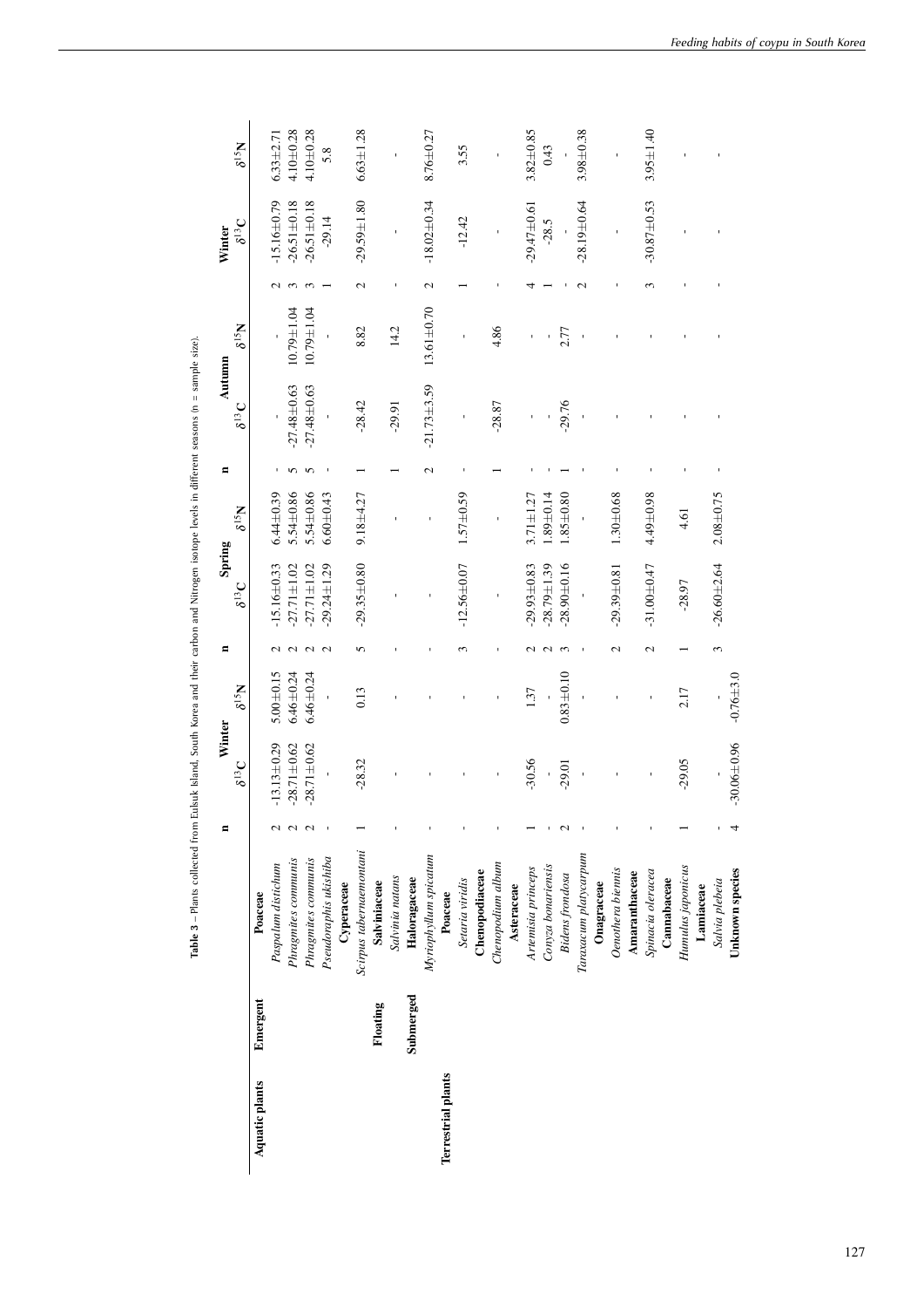**Table 3** – Plants collected from Eulsuk Island, South Korea and their carbon and Nitrogen isotope levels in different seasons (n = sample size).

| | | | Winter | | | Spring | | | Autumn | | | Winter | |
|---|---|---|---|---|---|---|---|---|---|---|---|---|---|
| | | n | $\delta^{13}C$ | $\delta^{15}N$ | n | $\delta^{13}C$ | $\delta^{15}N$ | n | $\delta^{13}C$ | $\delta^{15}N$ | n | $\delta^{13}C$ | $\delta^{15}N$ |
| **Aquatic plants** | **Emergent** | | | | | | | | | | | | |
| | **Poaceae** | | | | | | | | | | | | |
| | *Paspalum distichum* | 2 | -13.13±0.29 | 5.00±0.15 | 2 | -15.16±0.33 | 6.44±0.39 | - | - | - | 2 | -15.16±0.79 | 6.33±2.71 |
| | *Phragmites communis* | 2 | -28.71±0.62 | 6.46±0.24 | 2 | -27.71±1.02 | 5.54±0.86 | 5 | -27.48±0.63 | 10.79±1.04 | 3 | -26.51±0.18 | 4.10±0.28 |
| | *Phragmites communis* | 2 | -28.71±0.62 | 6.46±0.24 | 2 | -27.71±1.02 | 5.54±0.86 | 5 | -27.48±0.63 | 10.79±1.04 | 3 | -26.51±0.18 | 4.10±0.28 |
| | *Pseudoraphis ukishiba* | - | - | - | 2 | -29.24±1.29 | 6.60±0.43 | - | - | - | 1 | -29.14 | 5.8 |
| | **Cyperaceae** | | | | | | | | | | | | |
| | *Scirpus tabernaemontani* | 1 | -28.32 | 0.13 | 5 | -29.35±0.80 | 9.18±4.27 | 1 | -28.42 | 8.82 | 2 | -29.59±1.80 | 6.63±1.28 |
| | **Floating** | | | | | | | | | | | | |
| | **Salviniaceae** | | | | | | | | | | | | |
| | *Salvinia natans* | - | - | - | - | - | - | 1 | -29.91 | 14.2 | - | - | - |
| | **Submerged** | | | | | | | | | | | | |
| | **Haloragaceae** | | | | | | | | | | | | |
| | *Myriophyllum spicatum* | - | - | - | - | - | - | 2 | -21.73±3.59 | 13.61±0.70 | 2 | -18.02±0.34 | 8.76±0.27 |
| **Terrestrial plants** | | | | | | | | | | | | | |
| | **Poaceae** | | | | | | | | | | | | |
| | *Setaria viridis* | - | - | - | 3 | -12.56±0.07 | 1.57±0.59 | - | - | - | 1 | -12.42 | 3.55 |
| | **Chenopodiaceae** | | | | | | | | | | | | |
| | *Chenopodium album* | - | - | - | - | - | - | 1 | -28.87 | 4.86 | - | - | - |
| | **Asteraceae** | | | | | | | | | | | | |
| | *Artemisia princeps* | 1 | -30.56 | 1.37 | 2 | -29.93±0.83 | 3.71±1.27 | - | - | - | 4 | -29.47±0.61 | 3.82±0.85 |
| | *Conyza bonariensis* | - | - | - | 2 | -28.79±1.39 | 1.89±0.14 | - | - | - | 1 | -28.5 | 0.43 |
| | *Bidens frondosa* | 2 | -29.01 | 0.83±0.10 | 3 | -28.90±0.16 | 1.85±0.80 | 1 | -29.76 | 2.77 | - | - | - |
| | *Taraxacum platycarpum* | - | - | - | - | - | - | - | - | - | 2 | -28.19±0.64 | 3.98±0.38 |
| | **Onagraceae** | | | | | | | | | | | | |
| | *Oenothera biennis* | - | - | - | 2 | -29.39±0.81 | 1.30±0.68 | - | - | - | - | - | - |
| | **Amaranthaceae** | | | | | | | | | | | | |
| | *Spinacia oleracea* | - | - | - | 2 | -31.00±0.47 | 4.49±0.98 | - | - | - | 3 | -30.87±0.53 | 3.95±1.40 |
| | **Cannabaceae** | | | | | | | | | | | | |
| | *Humulus japonicus* | 1 | -29.05 | 2.17 | 1 | -28.97 | 4.61 | - | - | - | - | - | - |
| | **Lamiaceae** | | | | | | | | | | | | |
| | *Salvia plebeia* | - | - | - | 3 | -26.60±2.64 | 2.08±0.75 | - | - | - | - | - | - |
| | **Unknown species** | 4 | -30.06±0.96 | -0.76±3.0 | | | | | | | | | |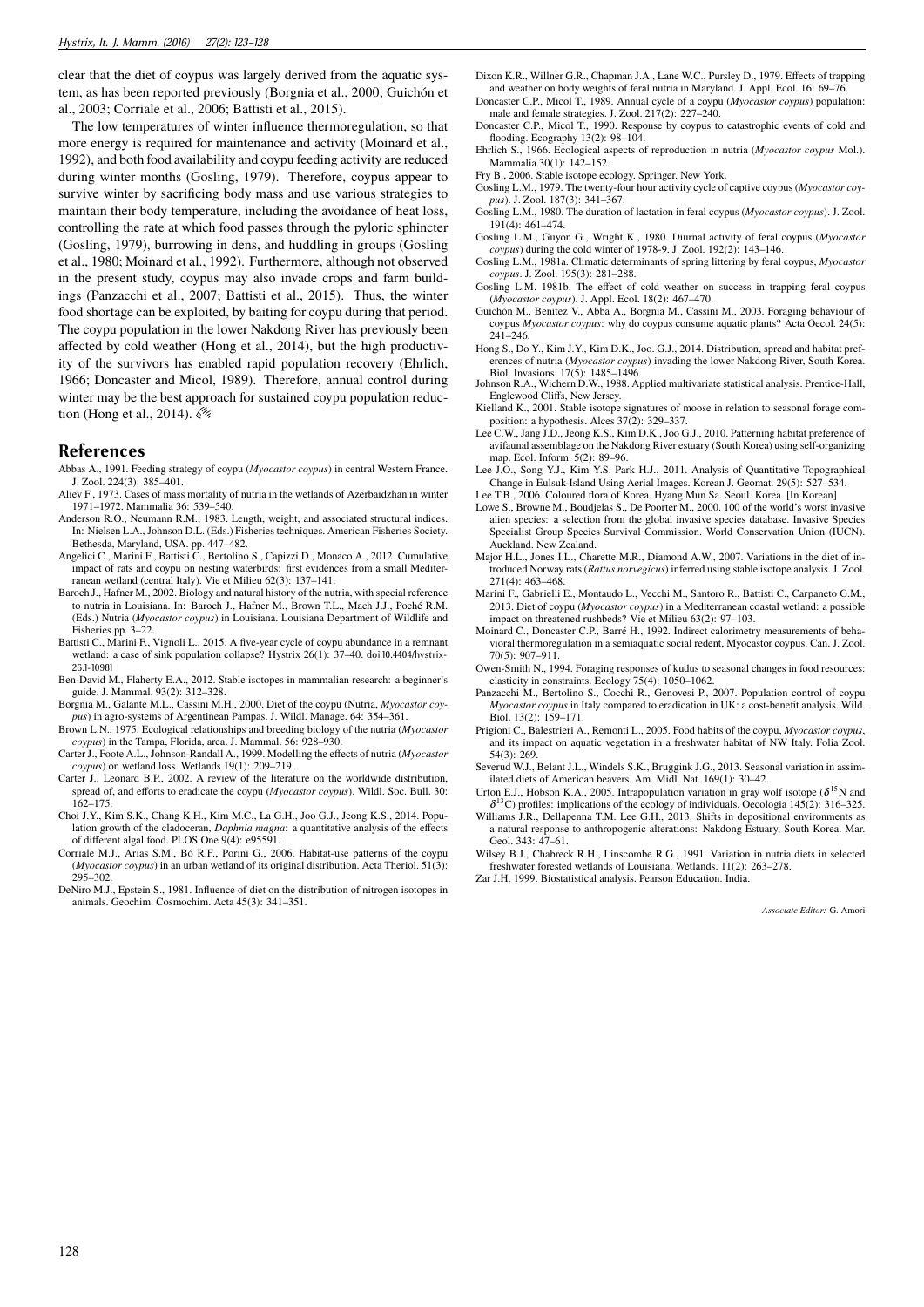clear that the diet of coypus was largely derived from the aquatic system, as has been reported previously (Borgnia et al., 2000; Guichón et al., 2003; Corriale et al., 2006; Battisti et al., 2015).

The low temperatures of winter influence thermoregulation, so that more energy is required for maintenance and activity (Moinard et al., 1992), and both food availability and coypu feeding activity are reduced during winter months (Gosling, 1979). Therefore, coypus appear to survive winter by sacrificing body mass and use various strategies to maintain their body temperature, including the avoidance of heat loss, controlling the rate at which food passes through the pyloric sphincter (Gosling, 1979), burrowing in dens, and huddling in groups (Gosling et al., 1980; Moinard et al., 1992). Furthermore, although not observed in the present study, coypus may also invade crops and farm buildings (Panzacchi et al., 2007; Battisti et al., 2015). Thus, the winter food shortage can be exploited, by baiting for coypu during that period. The coypu population in the lower Nakdong River has previously been affected by cold weather (Hong et al., 2014), but the high productivity of the survivors has enabled rapid population recovery (Ehrlich, 1966; Doncaster and Micol, 1989). Therefore, annual control during winter may be the best approach for sustained coypu population reduction (Hong et al., 2014).

## References

Abbas A., 1991. Feeding strategy of coypu (*Myocastor coypus*) in central Western France. J. Zool. 224(3): 385–401.

Aliev F., 1973. Cases of mass mortality of nutria in the wetlands of Azerbaidzhan in winter 1971–1972. Mammalia 36: 539–540.

Anderson R.O., Neumann R.M., 1983. Length, weight, and associated structural indices. In: Nielsen L.A., Johnson D.L. (Eds.) Fisheries techniques. American Fisheries Society. Bethesda, Maryland, USA. pp. 447–482.

Angelici C., Marini F., Battisti C., Bertolino S., Capizzi D., Monaco A., 2012. Cumulative impact of rats and coypu on nesting waterbirds: first evidences from a small Mediterranean wetland (central Italy). Vie et Milieu 62(3): 137–141.

Baroch J., Hafner M., 2002. Biology and natural history of the nutria, with special reference to nutria in Louisiana. In: Baroch J., Hafner M., Brown T.L., Mach J.J., Poché R.M. (Eds.) Nutria (*Myocastor coypus*) in Louisiana. Louisiana Department of Wildlife and Fisheries pp. 3–22.

Battisti C., Marini F., Vignoli L., 2015. A five-year cycle of coypu abundance in a remnant wetland: a case of sink population collapse? Hystrix 26(1): 37–40. doi:10.4404/hystrix-26.1-10981

Ben-David M., Flaherty E.A., 2012. Stable isotopes in mammalian research: a beginner's guide. J. Mammal. 93(2): 312–328.

Borgnia M., Galante M.L., Cassini M.H., 2000. Diet of the coypu (Nutria, *Myocastor coypus*) in agro-systems of Argentinean Pampas. J. Wildl. Manage. 64: 354–361.

Brown L.N., 1975. Ecological relationships and breeding biology of the nutria (*Myocastor coypus*) in the Tampa, Florida, area. J. Mammal. 56: 928–930.

Carter J., Foote A.L., Johnson-Randall A., 1999. Modelling the effects of nutria (*Myocastor coypus*) on wetland loss. Wetlands 19(1): 209–219.

Carter J., Leonard B.P., 2002. A review of the literature on the worldwide distribution, spread of, and efforts to eradicate the coypu (*Myocastor coypus*). Wildl. Soc. Bull. 30: 162–175.

Choi J.Y., Kim S.K., Chang K.H., Kim M.C., La G.H., Joo G.J., Jeong K.S., 2014. Population growth of the cladoceran, *Daphnia magna*: a quantitative analysis of the effects of different algal food. PLOS One 9(4): e95591.

Corriale M.J., Arias S.M., Bó R.F., Porini G., 2006. Habitat-use patterns of the coypu (*Myocastor coypus*) in an urban wetland of its original distribution. Acta Theriol. 51(3): 295–302.

DeNiro M.J., Epstein S., 1981. Influence of diet on the distribution of nitrogen isotopes in animals. Geochim. Cosmochim. Acta 45(3): 341–351.

Dixon K.R., Willner G.R., Chapman J.A., Lane W.C., Pursley D., 1979. Effects of trapping and weather on body weights of feral nutria in Maryland. J. Appl. Ecol. 16: 69–76.

Doncaster C.P., Micol T., 1989. Annual cycle of a coypu (*Myocastor coypus*) population: male and female strategies. J. Zool. 217(2): 227–240.

Doncaster C.P., Micol T., 1990. Response by coypus to catastrophic events of cold and flooding. Ecography 13(2): 98–104.

Ehrlich S., 1966. Ecological aspects of reproduction in nutria (*Myocastor coypus* Mol.). Mammalia 30(1): 142–152.

Fry B., 2006. Stable isotope ecology. Springer. New York.

Gosling L.M., 1979. The twenty-four hour activity cycle of captive coypus (*Myocastor coypus*). J. Zool. 187(3): 341–367.

Gosling L.M., 1980. The duration of lactation in feral coypus (*Myocastor coypus*). J. Zool. 191(4): 461–474.

Gosling L.M., Guyon G., Wright K., 1980. Diurnal activity of feral coypus (*Myocastor coypus*) during the cold winter of 1978-9. J. Zool. 192(2): 143–146.

Gosling L.M., 1981a. Climatic determinants of spring littering by feral coypus, *Myocastor coypus*. J. Zool. 195(3): 281–288.

Gosling L.M. 1981b. The effect of cold weather on success in trapping feral coypus (*Myocastor coypus*). J. Appl. Ecol. 18(2): 467–470.

Guichón M., Benitez V., Abba A., Borgnia M., Cassini M., 2003. Foraging behaviour of coypus *Myocastor coypus*: why do coypus consume aquatic plants? Acta Oecol. 24(5): 241–246.

Hong S., Do Y., Kim J.Y., Kim D.K., Joo. G.J., 2014. Distribution, spread and habitat preferences of nutria (*Myocastor coypus*) invading the lower Nakdong River, South Korea. Biol. Invasions. 17(5): 1485–1496.

Johnson R.A., Wichern D.W., 1988. Applied multivariate statistical analysis. Prentice-Hall, Englewood Cliffs, New Jersey.

Kielland K., 2001. Stable isotope signatures of moose in relation to seasonal forage composition: a hypothesis. Alces 37(2): 329–337.

Lee C.W., Jang J.D., Jeong K.S., Kim D.K., Joo G.J., 2010. Patterning habitat preference of avifaunal assemblage on the Nakdong River estuary (South Korea) using self-organizing map. Ecol. Inform. 5(2): 89–96.

Lee J.O., Song Y.J., Kim Y.S. Park H.J., 2011. Analysis of Quantitative Topographical Change in Eulsuk-Island Using Aerial Images. Korean J. Geomat. 29(5): 527–534.

Lee T.B., 2006. Coloured flora of Korea. Hyang Mun Sa. Seoul. Korea. [In Korean]

Lowe S., Browne M., Boudjelas S., De Poorter M., 2000. 100 of the world's worst invasive alien species: a selection from the global invasive species database. Invasive Species Specialist Group Species Survival Commission. World Conservation Union (IUCN). Auckland. New Zealand.

Major H.L., Jones I.L., Charette M.R., Diamond A.W., 2007. Variations in the diet of introduced Norway rats (*Rattus norvegicus*) inferred using stable isotope analysis. J. Zool. 271(4): 463–468.

Marini F., Gabrielli E., Montaudo L., Vecchi M., Santoro R., Battisti C., Carpaneto G.M., 2013. Diet of coypu (*Myocastor coypus*) in a Mediterranean coastal wetland: a possible impact on threatened rushbeds? Vie et Milieu 63(2): 97–103.

Moinard C., Doncaster C.P., Barré H., 1992. Indirect calorimetry measurements of behavioral thermoregulation in a semiaquatic social redent, Myocastor coypus. Can. J. Zool. 70(5): 907–911.

Owen-Smith N., 1994. Foraging responses of kudus to seasonal changes in food resources: elasticity in constraints. Ecology 75(4): 1050–1062.

Panzacchi M., Bertolino S., Cocchi R., Genovesi P., 2007. Population control of coypu *Myocastor coypus* in Italy compared to eradication in UK: a cost-benefit analysis. Wild. Biol. 13(2): 159–171.

Prigioni C., Balestrieri A., Remonti L., 2005. Food habits of the coypu, *Myocastor coypus*, and its impact on aquatic vegetation in a freshwater habitat of NW Italy. Folia Zool. 54(3): 269.

Severud W.J., Belant J.L., Windels S.K., Bruggink J.G., 2013. Seasonal variation in assimilated diets of American beavers. Am. Midl. Nat. 169(1): 30–42.

Urton E.J., Hobson K.A., 2005. Intrapopulation variation in gray wolf isotope ($\delta^{15}$N and $\delta^{13}$C) profiles: implications of the ecology of individuals. Oecologia 145(2): 316–325.

Williams J.R., Dellapenna T.M. Lee G.H., 2013. Shifts in depositional environments as a natural response to anthropogenic alterations: Nakdong Estuary, South Korea. Mar. Geol. 343: 47–61.

Wilsey B.J., Chabreck R.H., Linscombe R.G., 1991. Variation in nutria diets in selected freshwater forested wetlands of Louisiana. Wetlands. 11(2): 263–278.

Zar J.H. 1999. Biostatistical analysis. Pearson Education. India.

*Associate Editor:* G. Amori